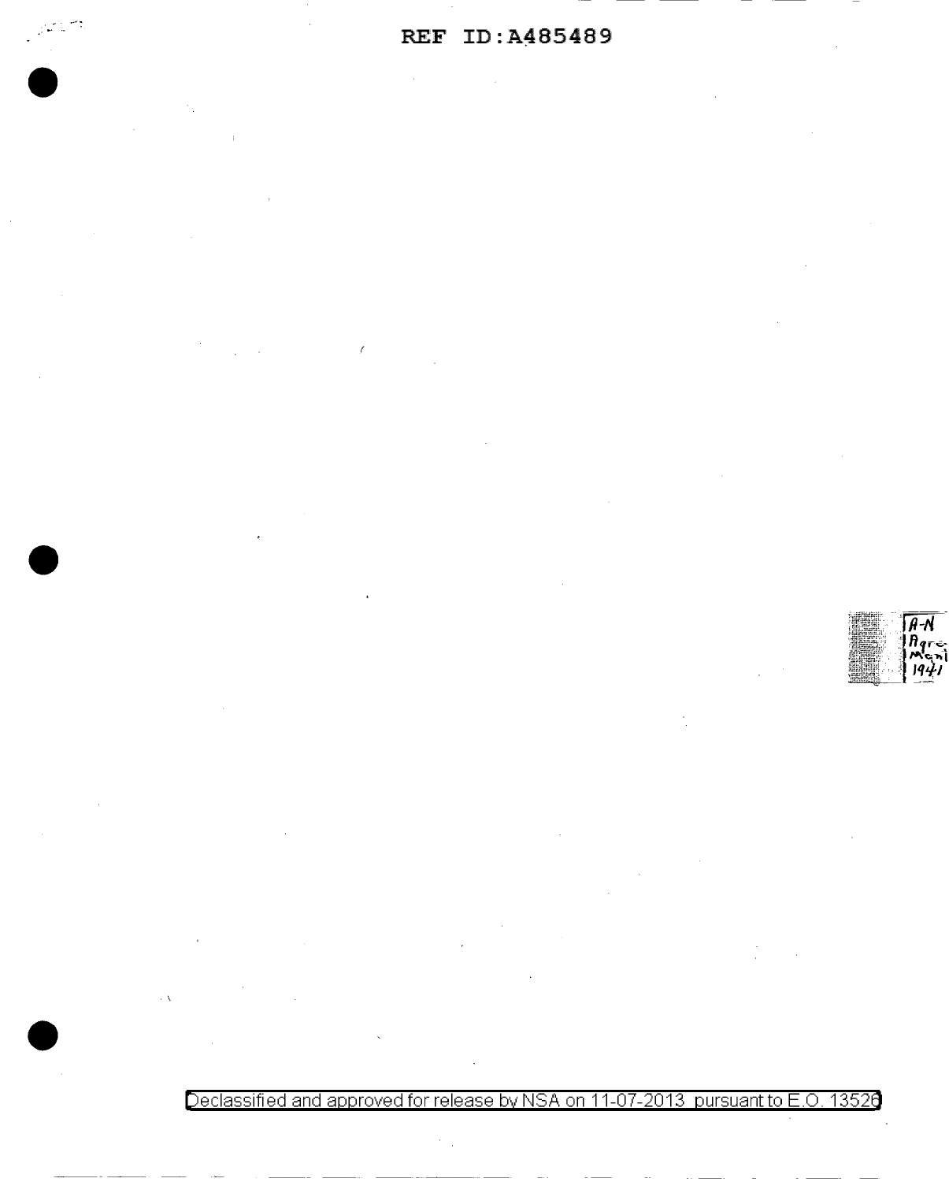A-N Agreement 1941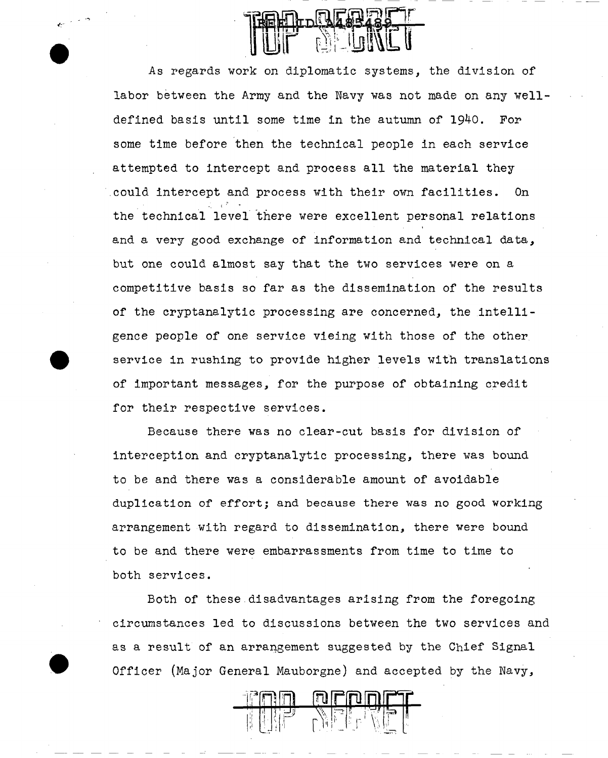As regards work on diplomatic systems, the division of labor between the Army and the Navy was not made on any well-defined basis until some time in the autumn of 1940. For some time before then the technical people in each service attempted to intercept and process all the material they could intercept and process with their own facilities. On the technical level there were excellent personal relations and a very good exchange of information and technical data, but one could almost say that the two services were on a competitive basis so far as the dissemination of the results of the cryptanalytic processing are concerned, the intelligence people of one service vieing with those of the other service in rushing to provide higher levels with translations of important messages, for the purpose of obtaining credit for their respective services.

Because there was no clear-cut basis for division of interception and cryptanalytic processing, there was bound to be and there was a considerable amount of avoidable duplication of effort; and because there was no good working arrangement with regard to dissemination, there were bound to be and there were embarrassments from time to time to both services.

Both of these disadvantages arising from the foregoing circumstances led to discussions between the two services and as a result of an arrangement suggested by the Chief Signal Officer (Major General Mauborgne) and accepted by the Navy,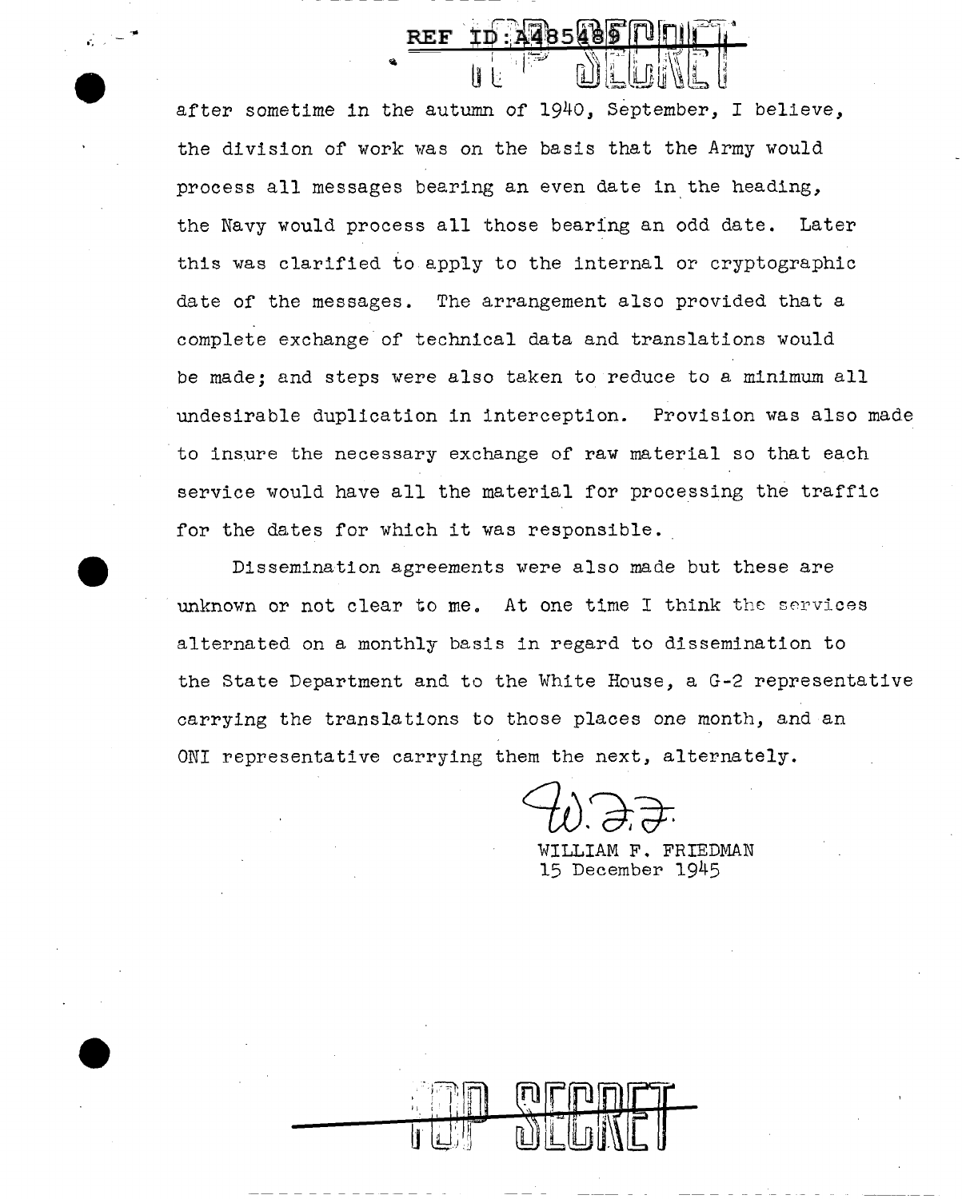after sometime in the autumn of 1940, September, I believe, the division of work was on the basis that the Army would process all messages bearing an even date in the heading, the Navy would process all those bearing an odd date. Later this was clarified to apply to the internal or cryptographic date of the messages. The arrangement also provided that a complete exchange of technical data and translations would be made; and steps were also taken to reduce to a minimum all undesirable duplication in interception. Provision was also made to insure the necessary exchange of raw material so that each service would have all the material for processing the traffic for the dates for which it was responsible.

Dissemination agreements were also made but these are unknown or not clear to me. At one time I think the services alternated on a monthly basis in regard to dissemination to the State Department and to the White House, a G-2 representative carrying the translations to those places one month, and an ONI representative carrying them the next, alternately.

W.F.F.

WILLIAM F. FRIEDMAN
15 December 1945